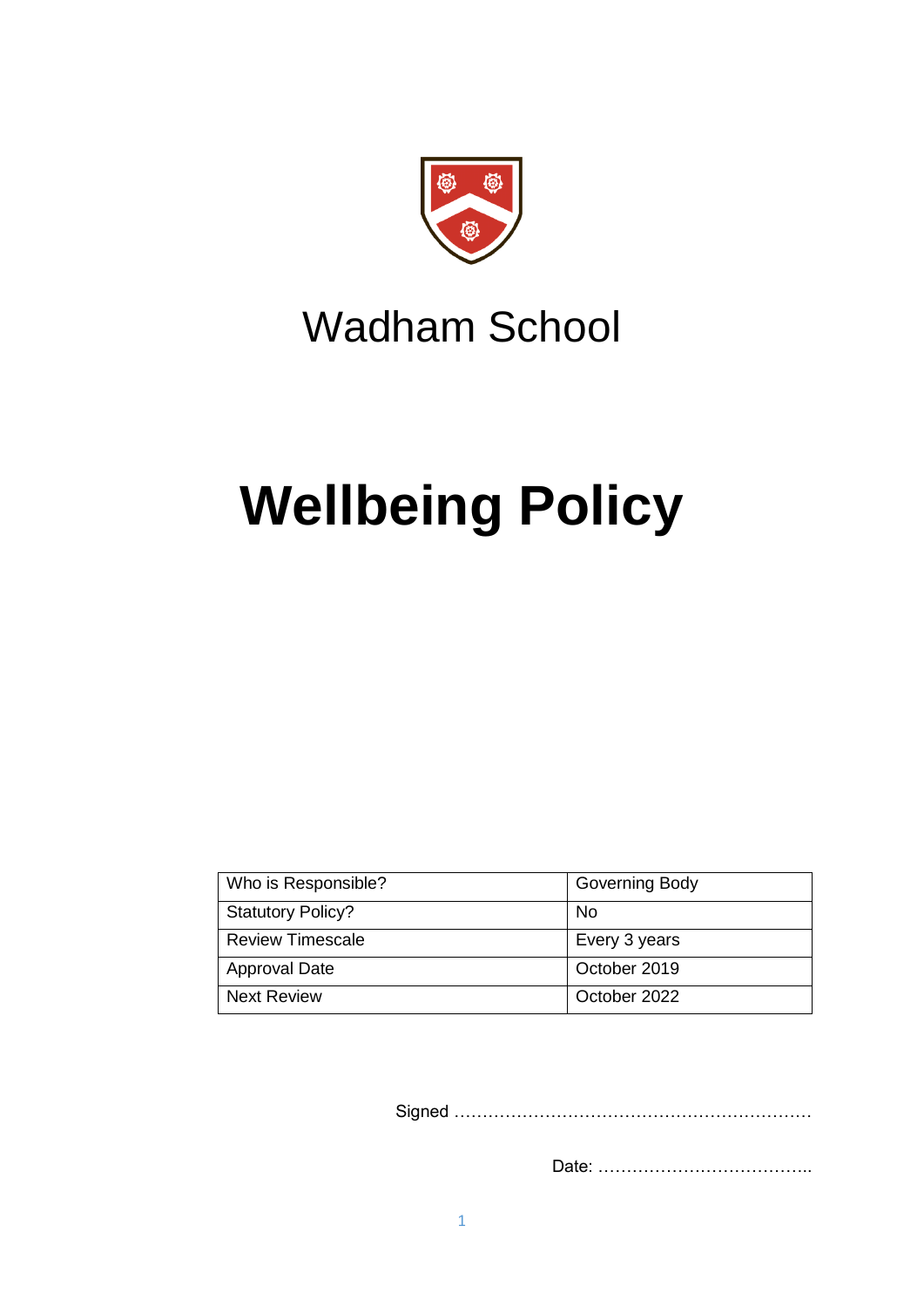# Wadham School

# Wellbeing Policy

| Who is Responsible? | Governing Body |
| --- | --- |
| Statutory Policy? | No |
| Review Timescale | Every 3 years |
| Approval Date | October 2019 |
| Next Review | October 2022 |

Signed ………………………………………………………

Date: ………………………………..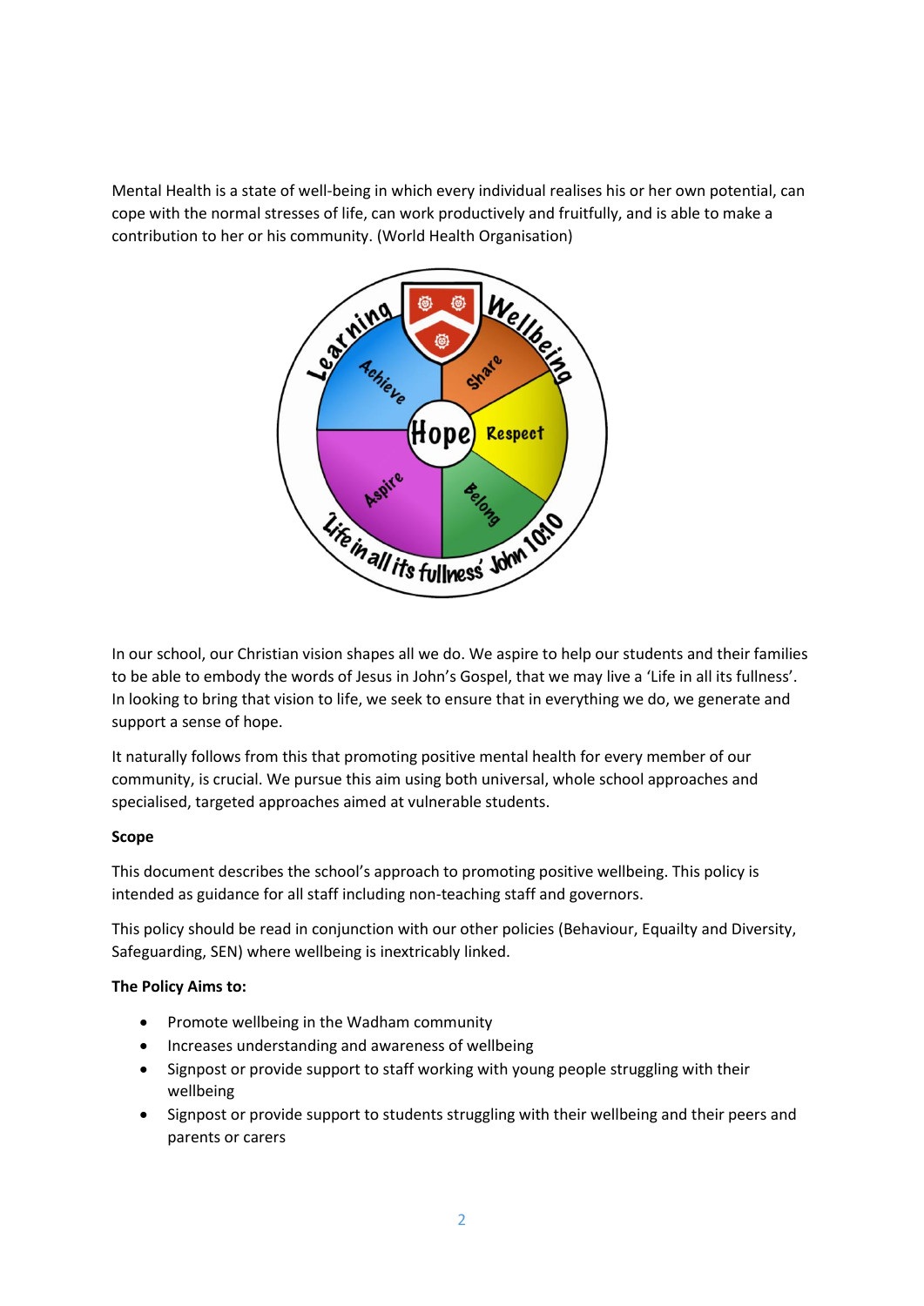Mental Health is a state of well-being in which every individual realises his or her own potential, can cope with the normal stresses of life, can work productively and fruitfully, and is able to make a contribution to her or his community. (World Health Organisation)

In our school, our Christian vision shapes all we do. We aspire to help our students and their families to be able to embody the words of Jesus in John's Gospel, that we may live a 'Life in all its fullness'. In looking to bring that vision to life, we seek to ensure that in everything we do, we generate and support a sense of hope.

It naturally follows from this that promoting positive mental health for every member of our community, is crucial. We pursue this aim using both universal, whole school approaches and specialised, targeted approaches aimed at vulnerable students.

**Scope**

This document describes the school's approach to promoting positive wellbeing. This policy is intended as guidance for all staff including non-teaching staff and governors.

This policy should be read in conjunction with our other policies (Behaviour, Equailty and Diversity, Safeguarding, SEN) where wellbeing is inextricably linked.

**The Policy Aims to:**

- Promote wellbeing in the Wadham community
- Increases understanding and awareness of wellbeing
- Signpost or provide support to staff working with young people struggling with their wellbeing
- Signpost or provide support to students struggling with their wellbeing and their peers and parents or carers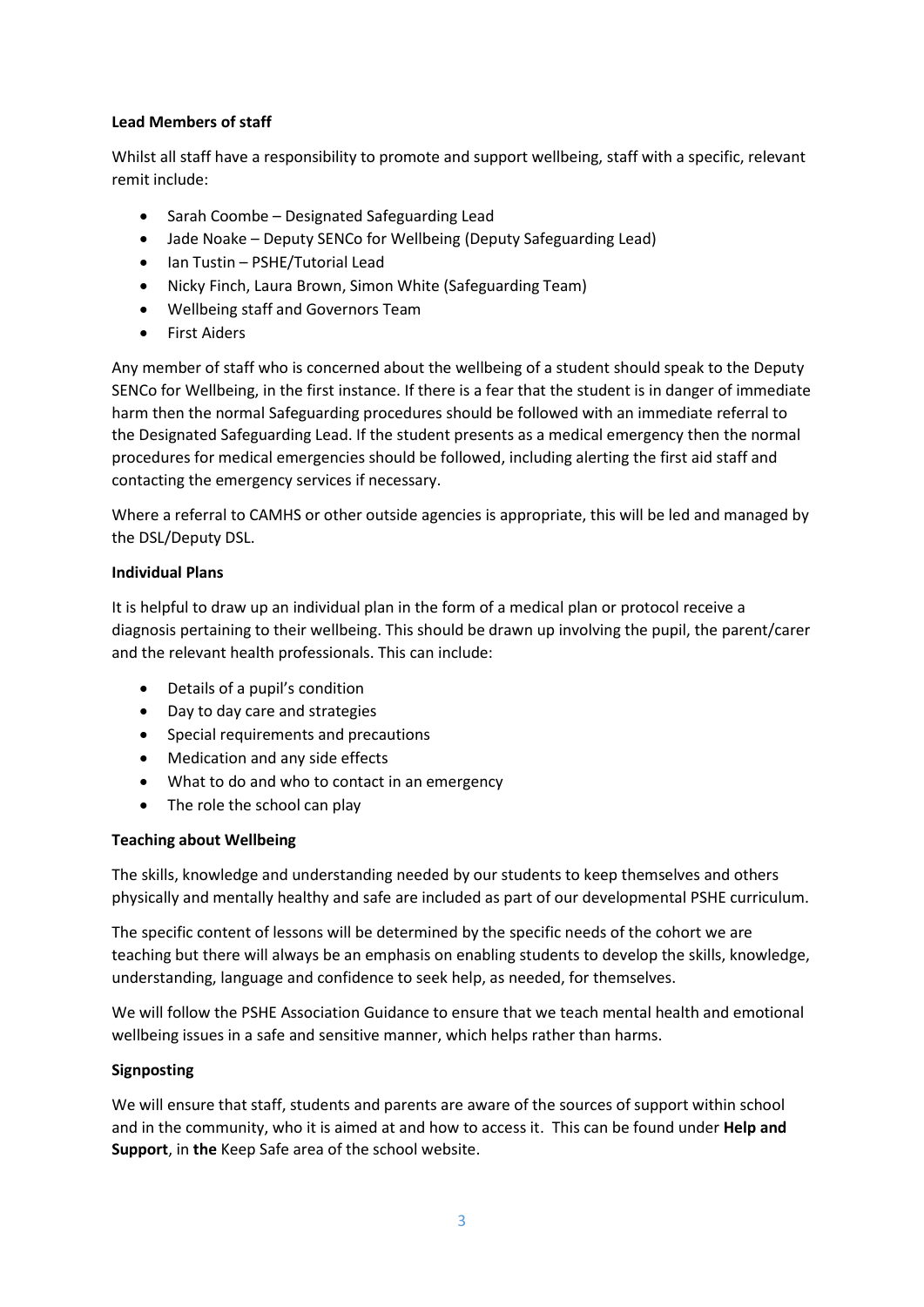**Lead Members of staff**

Whilst all staff have a responsibility to promote and support wellbeing, staff with a specific, relevant remit include:

- Sarah Coombe – Designated Safeguarding Lead
- Jade Noake – Deputy SENCo for Wellbeing (Deputy Safeguarding Lead)
- Ian Tustin – PSHE/Tutorial Lead
- Nicky Finch, Laura Brown, Simon White (Safeguarding Team)
- Wellbeing staff and Governors Team
- First Aiders

Any member of staff who is concerned about the wellbeing of a student should speak to the Deputy SENCo for Wellbeing, in the first instance. If there is a fear that the student is in danger of immediate harm then the normal Safeguarding procedures should be followed with an immediate referral to the Designated Safeguarding Lead. If the student presents as a medical emergency then the normal procedures for medical emergencies should be followed, including alerting the first aid staff and contacting the emergency services if necessary.

Where a referral to CAMHS or other outside agencies is appropriate, this will be led and managed by the DSL/Deputy DSL.

**Individual Plans**

It is helpful to draw up an individual plan in the form of a medical plan or protocol receive a diagnosis pertaining to their wellbeing. This should be drawn up involving the pupil, the parent/carer and the relevant health professionals. This can include:

- Details of a pupil's condition
- Day to day care and strategies
- Special requirements and precautions
- Medication and any side effects
- What to do and who to contact in an emergency
- The role the school can play

**Teaching about Wellbeing**

The skills, knowledge and understanding needed by our students to keep themselves and others physically and mentally healthy and safe are included as part of our developmental PSHE curriculum.

The specific content of lessons will be determined by the specific needs of the cohort we are teaching but there will always be an emphasis on enabling students to develop the skills, knowledge, understanding, language and confidence to seek help, as needed, for themselves.

We will follow the PSHE Association Guidance to ensure that we teach mental health and emotional wellbeing issues in a safe and sensitive manner, which helps rather than harms.

**Signposting**

We will ensure that staff, students and parents are aware of the sources of support within school and in the community, who it is aimed at and how to access it. This can be found under **Help and Support**, in **the** Keep Safe area of the school website.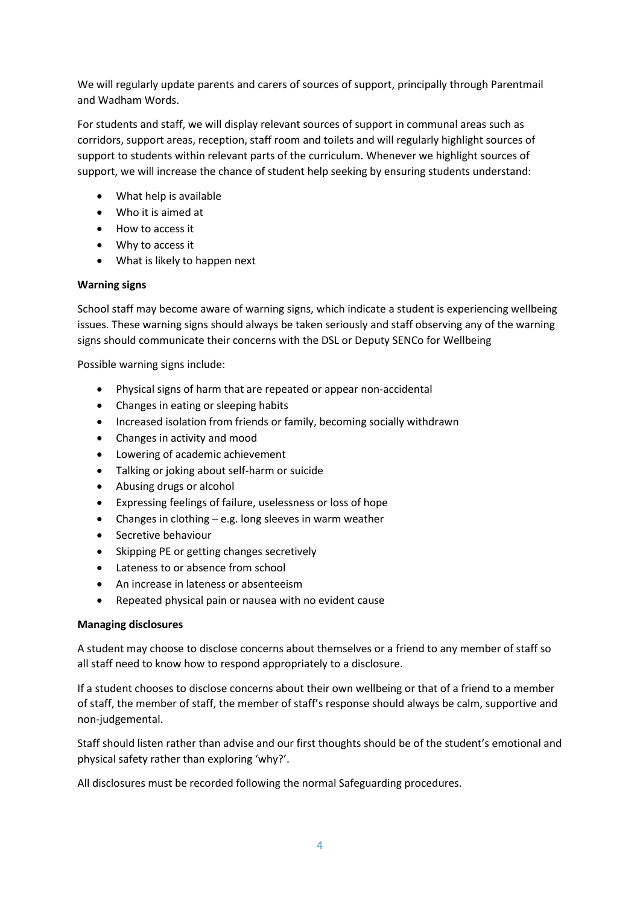We will regularly update parents and carers of sources of support, principally through Parentmail and Wadham Words.

For students and staff, we will display relevant sources of support in communal areas such as corridors, support areas, reception, staff room and toilets and will regularly highlight sources of support to students within relevant parts of the curriculum. Whenever we highlight sources of support, we will increase the chance of student help seeking by ensuring students understand:

- What help is available
- Who it is aimed at
- How to access it
- Why to access it
- What is likely to happen next

**Warning signs**

School staff may become aware of warning signs, which indicate a student is experiencing wellbeing issues. These warning signs should always be taken seriously and staff observing any of the warning signs should communicate their concerns with the DSL or Deputy SENCo for Wellbeing

Possible warning signs include:

- Physical signs of harm that are repeated or appear non-accidental
- Changes in eating or sleeping habits
- Increased isolation from friends or family, becoming socially withdrawn
- Changes in activity and mood
- Lowering of academic achievement
- Talking or joking about self-harm or suicide
- Abusing drugs or alcohol
- Expressing feelings of failure, uselessness or loss of hope
- Changes in clothing – e.g. long sleeves in warm weather
- Secretive behaviour
- Skipping PE or getting changes secretively
- Lateness to or absence from school
- An increase in lateness or absenteeism
- Repeated physical pain or nausea with no evident cause

**Managing disclosures**

A student may choose to disclose concerns about themselves or a friend to any member of staff so all staff need to know how to respond appropriately to a disclosure.

If a student chooses to disclose concerns about their own wellbeing or that of a friend to a member of staff, the member of staff, the member of staff's response should always be calm, supportive and non-judgemental.

Staff should listen rather than advise and our first thoughts should be of the student's emotional and physical safety rather than exploring 'why?'.

All disclosures must be recorded following the normal Safeguarding procedures.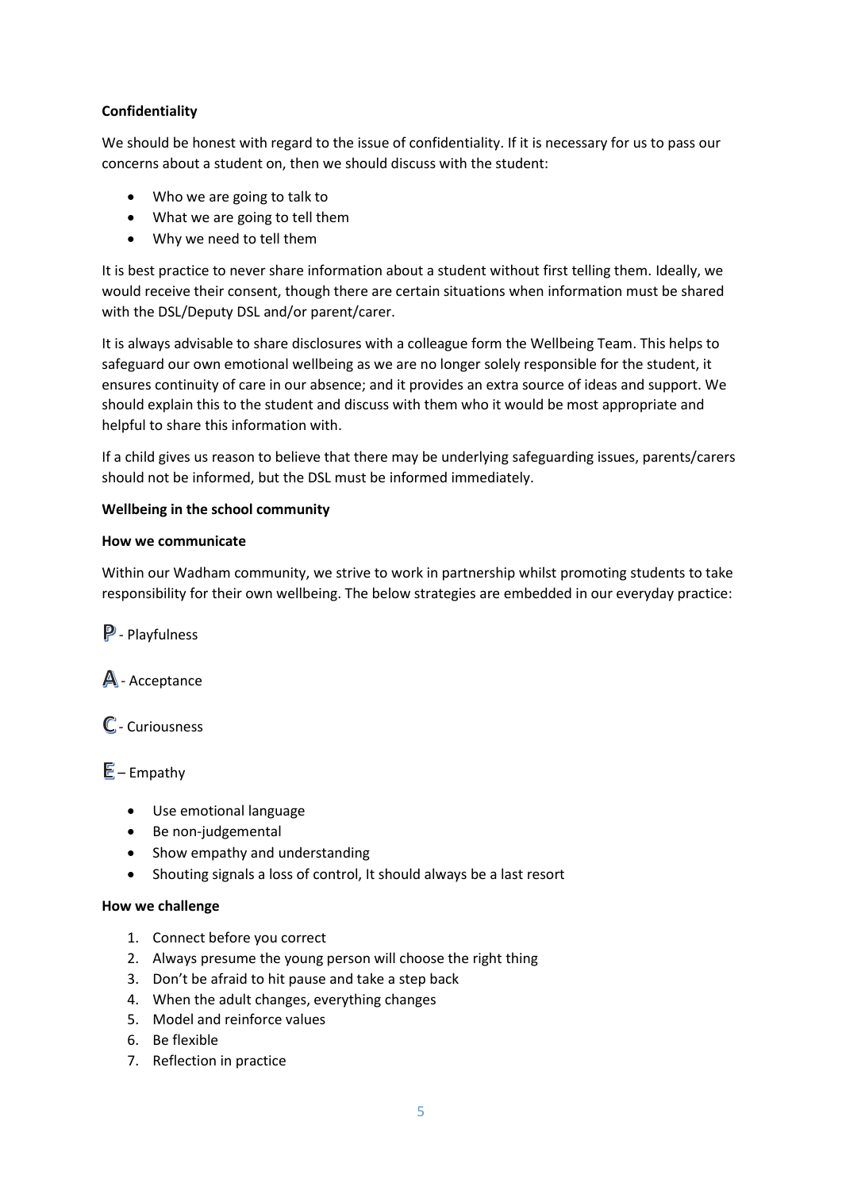**Confidentiality**

We should be honest with regard to the issue of confidentiality. If it is necessary for us to pass our concerns about a student on, then we should discuss with the student:

- Who we are going to talk to
- What we are going to tell them
- Why we need to tell them

It is best practice to never share information about a student without first telling them. Ideally, we would receive their consent, though there are certain situations when information must be shared with the DSL/Deputy DSL and/or parent/carer.

It is always advisable to share disclosures with a colleague form the Wellbeing Team. This helps to safeguard our own emotional wellbeing as we are no longer solely responsible for the student, it ensures continuity of care in our absence; and it provides an extra source of ideas and support. We should explain this to the student and discuss with them who it would be most appropriate and helpful to share this information with.

If a child gives us reason to believe that there may be underlying safeguarding issues, parents/carers should not be informed, but the DSL must be informed immediately.

**Wellbeing in the school community**

**How we communicate**

Within our Wadham community, we strive to work in partnership whilst promoting students to take responsibility for their own wellbeing. The below strategies are embedded in our everyday practice:

**P** - Playfulness

**A** - Acceptance

**C** - Curiousness

**E** – Empathy

- Use emotional language
- Be non-judgemental
- Show empathy and understanding
- Shouting signals a loss of control, It should always be a last resort

**How we challenge**

1. Connect before you correct
2. Always presume the young person will choose the right thing
3. Don't be afraid to hit pause and take a step back
4. When the adult changes, everything changes
5. Model and reinforce values
6. Be flexible
7. Reflection in practice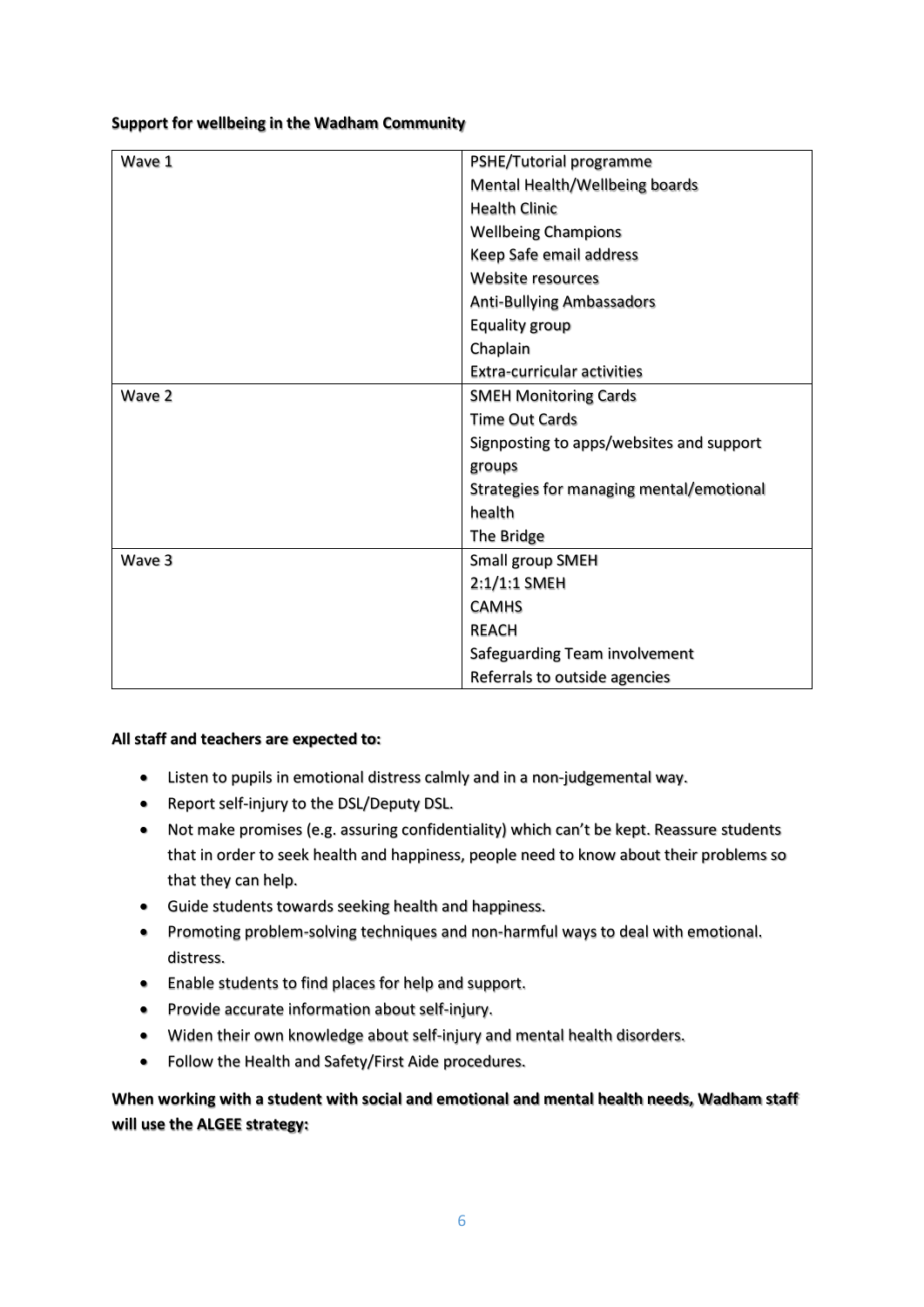**Support for wellbeing in the Wadham Community**

| Wave | Support |
|---|---|
| Wave 1 | PSHE/Tutorial programme<br>Mental Health/Wellbeing boards<br>Health Clinic<br>Wellbeing Champions<br>Keep Safe email address<br>Website resources<br>Anti-Bullying Ambassadors<br>Equality group<br>Chaplain<br>Extra-curricular activities |
| Wave 2 | SMEH Monitoring Cards<br>Time Out Cards<br>Signposting to apps/websites and support groups<br>Strategies for managing mental/emotional health<br>The Bridge |
| Wave 3 | Small group SMEH<br>2:1/1:1 SMEH<br>CAMHS<br>REACH<br>Safeguarding Team involvement<br>Referrals to outside agencies |

**All staff and teachers are expected to:**

- Listen to pupils in emotional distress calmly and in a non-judgemental way.
- Report self-injury to the DSL/Deputy DSL.
- Not make promises (e.g. assuring confidentiality) which can't be kept. Reassure students that in order to seek health and happiness, people need to know about their problems so that they can help.
- Guide students towards seeking health and happiness.
- Promoting problem-solving techniques and non-harmful ways to deal with emotional. distress.
- Enable students to find places for help and support.
- Provide accurate information about self-injury.
- Widen their own knowledge about self-injury and mental health disorders.
- Follow the Health and Safety/First Aide procedures.

**When working with a student with social and emotional and mental health needs, Wadham staff will use the ALGEE strategy:**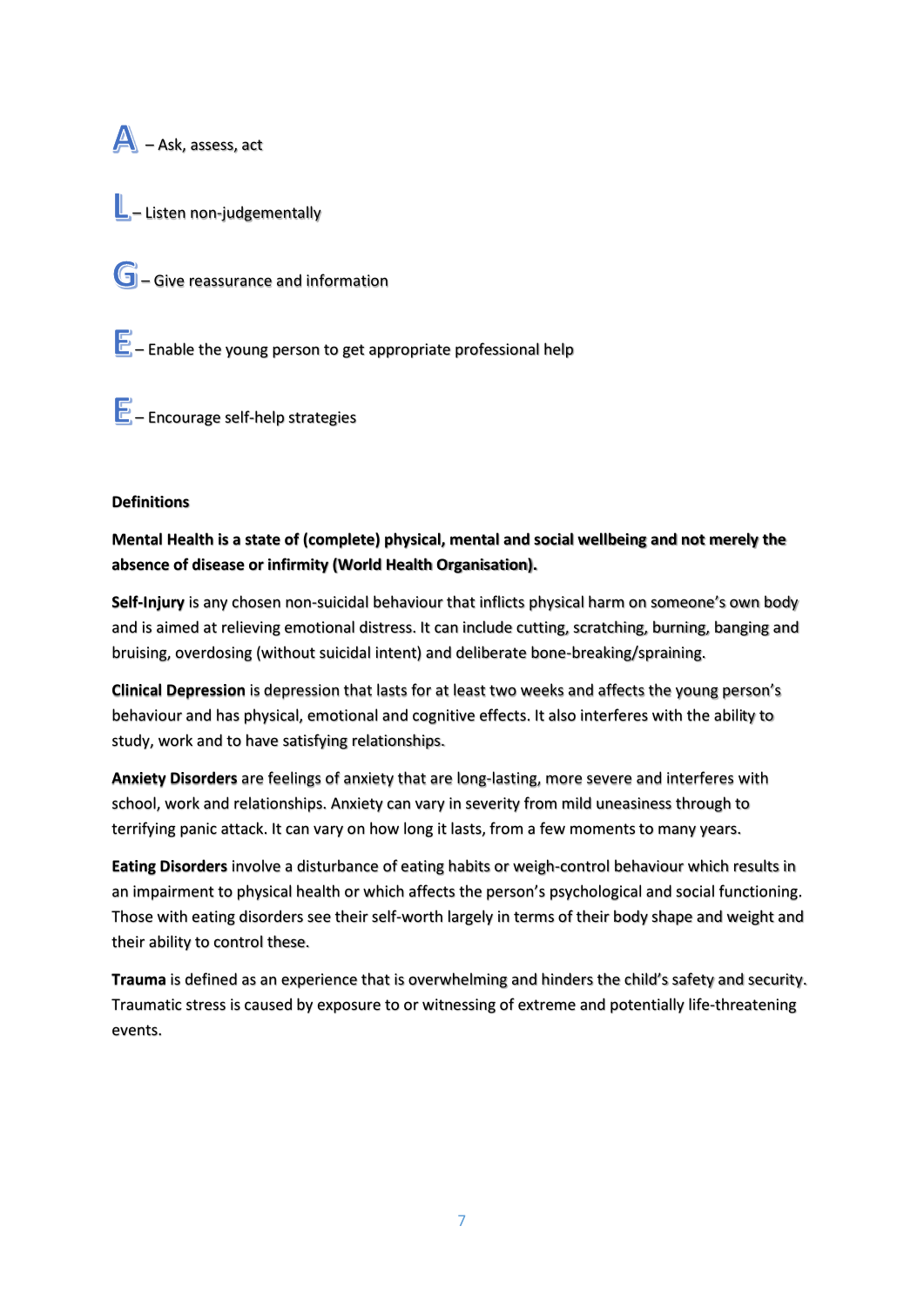**A** – Ask, assess, act

**L** – Listen non-judgementally

**G** – Give reassurance and information

**E** – Enable the young person to get appropriate professional help

**E** – Encourage self-help strategies

**Definitions**

**Mental Health is a state of (complete) physical, mental and social wellbeing and not merely the absence of disease or infirmity (World Health Organisation).**

**Self-Injury** is any chosen non-suicidal behaviour that inflicts physical harm on someone's own body and is aimed at relieving emotional distress. It can include cutting, scratching, burning, banging and bruising, overdosing (without suicidal intent) and deliberate bone-breaking/spraining.

**Clinical Depression** is depression that lasts for at least two weeks and affects the young person's behaviour and has physical, emotional and cognitive effects. It also interferes with the ability to study, work and to have satisfying relationships.

**Anxiety Disorders** are feelings of anxiety that are long-lasting, more severe and interferes with school, work and relationships. Anxiety can vary in severity from mild uneasiness through to terrifying panic attack. It can vary on how long it lasts, from a few moments to many years.

**Eating Disorders** involve a disturbance of eating habits or weigh-control behaviour which results in an impairment to physical health or which affects the person's psychological and social functioning. Those with eating disorders see their self-worth largely in terms of their body shape and weight and their ability to control these.

**Trauma** is defined as an experience that is overwhelming and hinders the child's safety and security. Traumatic stress is caused by exposure to or witnessing of extreme and potentially life-threatening events.